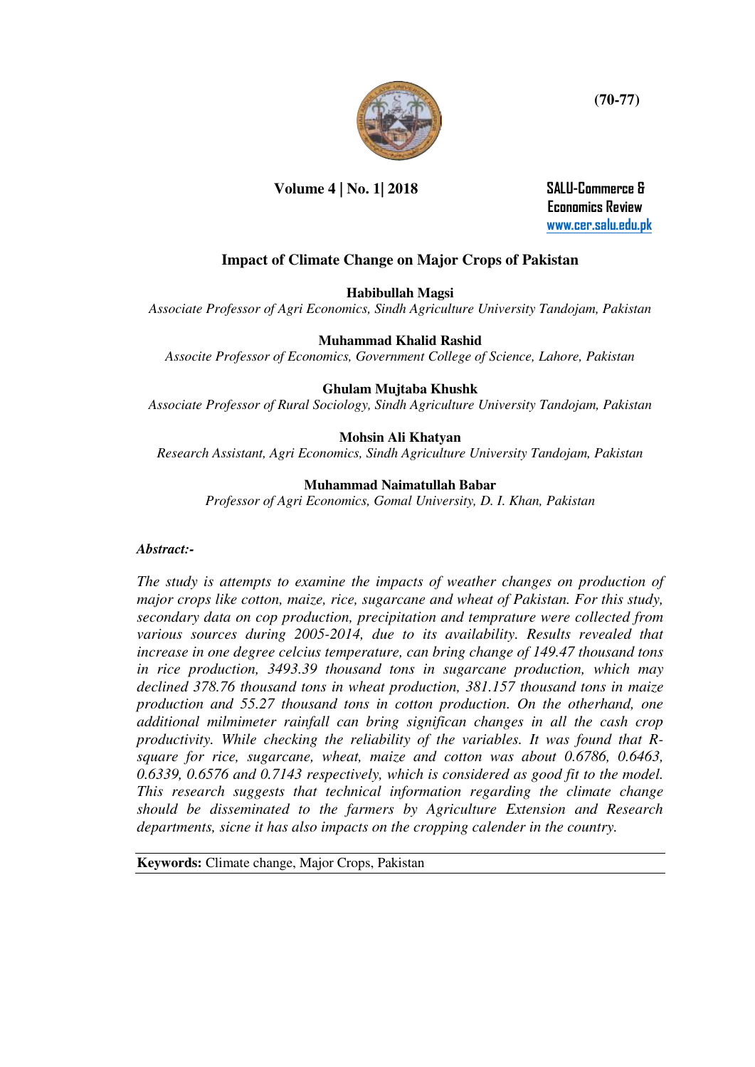# Impact of Climate Change on Major Crops of Pakistan

**Habibullah Magsi**
*Associate Professor of Agri Economics, Sindh Agriculture University Tandojam, Pakistan*

**Muhammad Khalid Rashid**
*Associte Professor of Economics, Government College of Science, Lahore, Pakistan*

**Ghulam Mujtaba Khushk**
*Associate Professor of Rural Sociology, Sindh Agriculture University Tandojam, Pakistan*

**Mohsin Ali Khatyan**
*Research Assistant, Agri Economics, Sindh Agriculture University Tandojam, Pakistan*

**Muhammad Naimatullah Babar**
*Professor of Agri Economics, Gomal University, D. I. Khan, Pakistan*

***Abstract:-***

*The study is attempts to examine the impacts of weather changes on production of major crops like cotton, maize, rice, sugarcane and wheat of Pakistan. For this study, secondary data on cop production, precipitation and temprature were collected from various sources during 2005-2014, due to its availability. Results revealed that increase in one degree celcius temperature, can bring change of 149.47 thousand tons in rice production, 3493.39 thousand tons in sugarcane production, which may declined 378.76 thousand tons in wheat production, 381.157 thousand tons in maize production and 55.27 thousand tons in cotton production. On the otherhand, one additional milmimeter rainfall can bring significan changes in all the cash crop productivity. While checking the reliability of the variables. It was found that R-square for rice, sugarcane, wheat, maize and cotton was about 0.6786, 0.6463, 0.6339, 0.6576 and 0.7143 respectively, which is considered as good fit to the model. This research suggests that technical information regarding the climate change should be disseminated to the farmers by Agriculture Extension and Research departments, sicne it has also impacts on the cropping calender in the country.*

**Keywords:** Climate change, Major Crops, Pakistan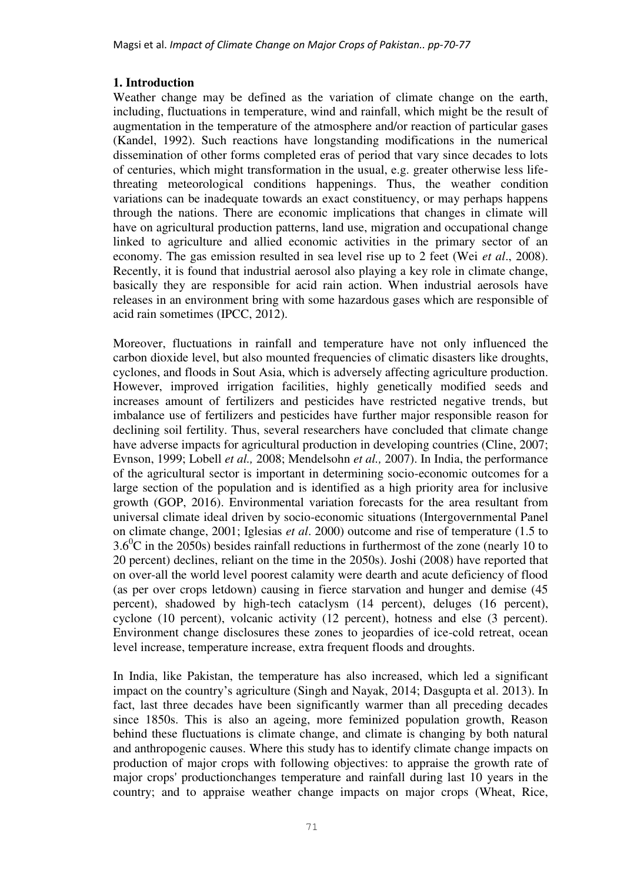## 1. Introduction

Weather change may be defined as the variation of climate change on the earth, including, fluctuations in temperature, wind and rainfall, which might be the result of augmentation in the temperature of the atmosphere and/or reaction of particular gases (Kandel, 1992). Such reactions have longstanding modifications in the numerical dissemination of other forms completed eras of period that vary since decades to lots of centuries, which might transformation in the usual, e.g. greater otherwise less life-threating meteorological conditions happenings. Thus, the weather condition variations can be inadequate towards an exact constituency, or may perhaps happens through the nations. There are economic implications that changes in climate will have on agricultural production patterns, land use, migration and occupational change linked to agriculture and allied economic activities in the primary sector of an economy. The gas emission resulted in sea level rise up to 2 feet (Wei *et al*., 2008). Recently, it is found that industrial aerosol also playing a key role in climate change, basically they are responsible for acid rain action. When industrial aerosols have releases in an environment bring with some hazardous gases which are responsible of acid rain sometimes (IPCC, 2012).

Moreover, fluctuations in rainfall and temperature have not only influenced the carbon dioxide level, but also mounted frequencies of climatic disasters like droughts, cyclones, and floods in Sout Asia, which is adversely affecting agriculture production. However, improved irrigation facilities, highly genetically modified seeds and increases amount of fertilizers and pesticides have restricted negative trends, but imbalance use of fertilizers and pesticides have further major responsible reason for declining soil fertility. Thus, several researchers have concluded that climate change have adverse impacts for agricultural production in developing countries (Cline, 2007; Evnson, 1999; Lobell *et al.,* 2008; Mendelsohn *et al.,* 2007). In India, the performance of the agricultural sector is important in determining socio-economic outcomes for a large section of the population and is identified as a high priority area for inclusive growth (GOP, 2016). Environmental variation forecasts for the area resultant from universal climate ideal driven by socio-economic situations (Intergovernmental Panel on climate change, 2001; Iglesias *et al*. 2000) outcome and rise of temperature (1.5 to $3.6^0$C in the 2050s) besides rainfall reductions in furthermost of the zone (nearly 10 to 20 percent) declines, reliant on the time in the 2050s). Joshi (2008) have reported that on over-all the world level poorest calamity were dearth and acute deficiency of flood (as per over crops letdown) causing in fierce starvation and hunger and demise (45 percent), shadowed by high-tech cataclysm (14 percent), deluges (16 percent), cyclone (10 percent), volcanic activity (12 percent), hotness and else (3 percent). Environment change disclosures these zones to jeopardies of ice-cold retreat, ocean level increase, temperature increase, extra frequent floods and droughts.

In India, like Pakistan, the temperature has also increased, which led a significant impact on the country's agriculture (Singh and Nayak, 2014; Dasgupta et al. 2013). In fact, last three decades have been significantly warmer than all preceding decades since 1850s. This is also an ageing, more feminized population growth, Reason behind these fluctuations is climate change, and climate is changing by both natural and anthropogenic causes. Where this study has to identify climate change impacts on production of major crops with following objectives: to appraise the growth rate of major crops' productionchanges temperature and rainfall during last 10 years in the country; and to appraise weather change impacts on major crops (Wheat, Rice,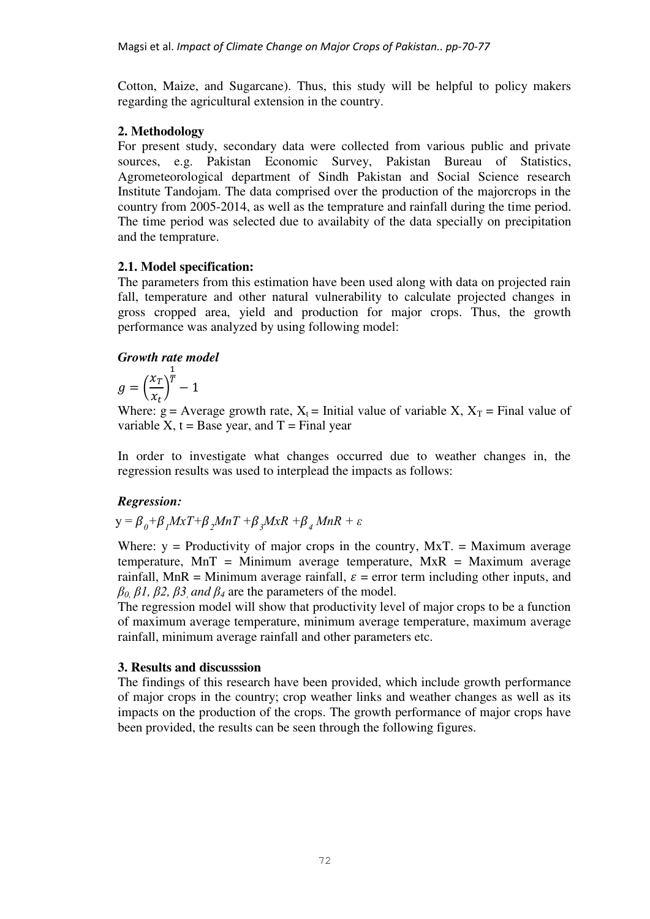Cotton, Maize, and Sugarcane). Thus, this study will be helpful to policy makers regarding the agricultural extension in the country.

## 2. Methodology

For present study, secondary data were collected from various public and private sources, e.g. Pakistan Economic Survey, Pakistan Bureau of Statistics, Agrometeorological department of Sindh Pakistan and Social Science research Institute Tandojam. The data comprised over the production of the majorcrops in the country from 2005-2014, as well as the temprature and rainfall during the time period. The time period was selected due to availabity of the data specially on precipitation and the temprature.

### 2.1. Model specification:

The parameters from this estimation have been used along with data on projected rain fall, temperature and other natural vulnerability to calculate projected changes in gross cropped area, yield and production for major crops. Thus, the growth performance was analyzed by using following model:

***Growth rate model***

$$g = \left(\frac{x_T}{x_t}\right)^{\frac{1}{T}} - 1$$

Where: g = Average growth rate, $X_t$ = Initial value of variable X, $X_T$ = Final value of variable X, t = Base year, and T = Final year

In order to investigate what changes occurred due to weather changes in, the regression results was used to interplead the impacts as follows:

***Regression:***

$$y = \beta_0 + \beta_1 MxT + \beta_2 MnT + \beta_3 MxR + \beta_4 MnR + \varepsilon$$

Where: y = Productivity of major crops in the country, MxT. = Maximum average temperature, MnT = Minimum average temperature, MxR = Maximum average rainfall, MnR = Minimum average rainfall, $\varepsilon$ = error term including other inputs, and $\beta_0$, $\beta 1$, $\beta 2$, $\beta 3$, and $\beta_4$ are the parameters of the model.

The regression model will show that productivity level of major crops to be a function of maximum average temperature, minimum average temperature, maximum average rainfall, minimum average rainfall and other parameters etc.

## 3. Results and discusssion

The findings of this research have been provided, which include growth performance of major crops in the country; crop weather links and weather changes as well as its impacts on the production of the crops. The growth performance of major crops have been provided, the results can be seen through the following figures.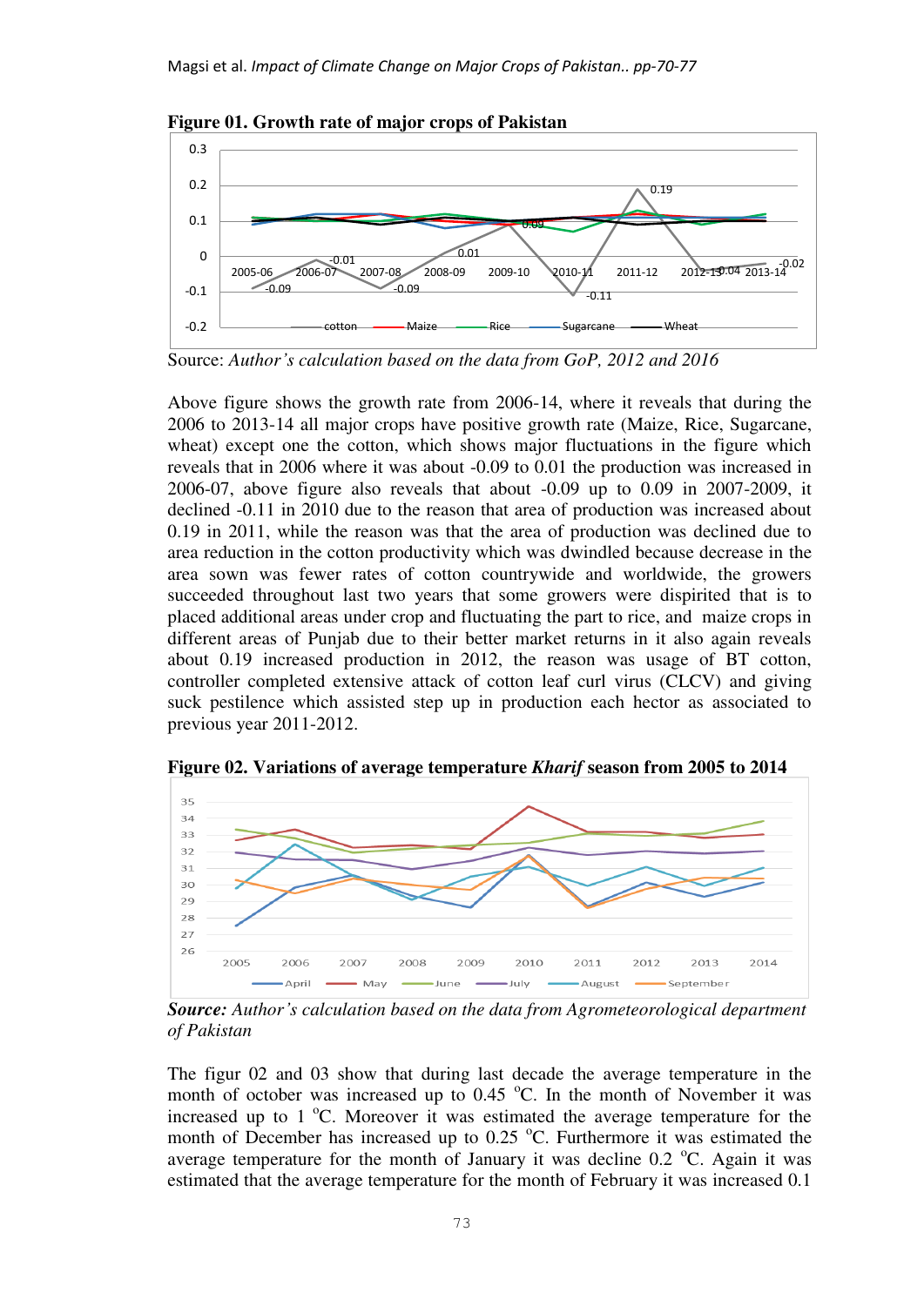**Figure 01. Growth rate of major crops of Pakistan**

Source: *Author's calculation based on the data from GoP, 2012 and 2016*

Above figure shows the growth rate from 2006-14, where it reveals that during the 2006 to 2013-14 all major crops have positive growth rate (Maize, Rice, Sugarcane, wheat) except one the cotton, which shows major fluctuations in the figure which reveals that in 2006 where it was about -0.09 to 0.01 the production was increased in 2006-07, above figure also reveals that about -0.09 up to 0.09 in 2007-2009, it declined -0.11 in 2010 due to the reason that area of production was increased about 0.19 in 2011, while the reason was that the area of production was declined due to area reduction in the cotton productivity which was dwindled because decrease in the area sown was fewer rates of cotton countrywide and worldwide, the growers succeeded throughout last two years that some growers were dispirited that is to placed additional areas under crop and fluctuating the part to rice, and maize crops in different areas of Punjab due to their better market returns in it also again reveals about 0.19 increased production in 2012, the reason was usage of BT cotton, controller completed extensive attack of cotton leaf curl virus (CLCV) and giving suck pestilence which assisted step up in production each hector as associated to previous year 2011-2012.

**Figure 02. Variations of average temperature *Kharif* season from 2005 to 2014**

***Source:*** *Author's calculation based on the data from Agrometeorological department of Pakistan*

The figur 02 and 03 show that during last decade the average temperature in the month of october was increased up to 0.45 $^{o}$C. In the month of November it was increased up to 1 $^{o}$C. Moreover it was estimated the average temperature for the month of December has increased up to 0.25 $^{o}$C. Furthermore it was estimated the average temperature for the month of January it was decline 0.2 $^{o}$C. Again it was estimated that the average temperature for the month of February it was increased 0.1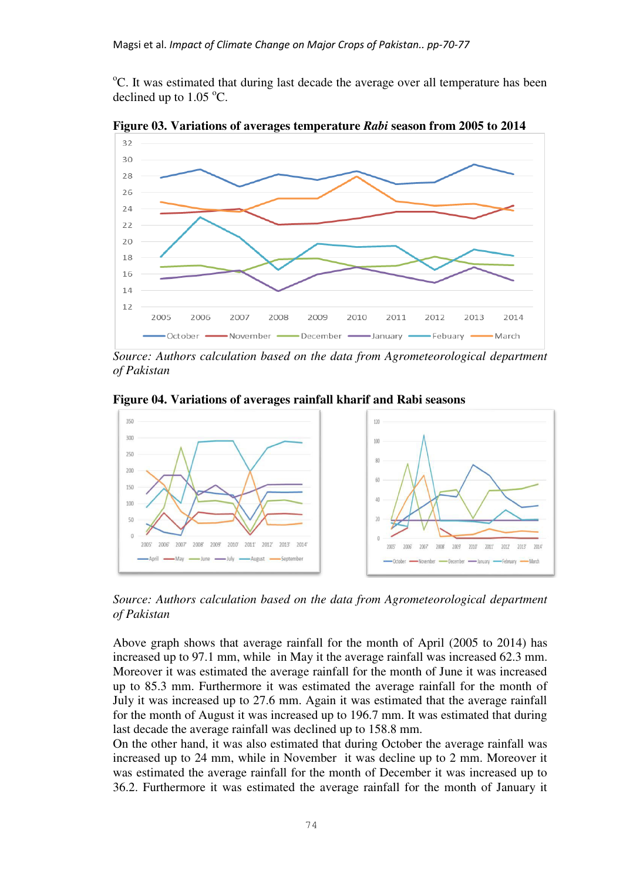°C. It was estimated that during last decade the average over all temperature has been declined up to 1.05 °C.

**Figure 03. Variations of averages temperature *Rabi* season from 2005 to 2014**

*Source: Authors calculation based on the data from Agrometeorological department of Pakistan*

**Figure 04. Variations of averages rainfall kharif and Rabi seasons**

*Source: Authors calculation based on the data from Agrometeorological department of Pakistan*

Above graph shows that average rainfall for the month of April (2005 to 2014) has increased up to 97.1 mm, while in May it the average rainfall was increased 62.3 mm. Moreover it was estimated the average rainfall for the month of June it was increased up to 85.3 mm. Furthermore it was estimated the average rainfall for the month of July it was increased up to 27.6 mm. Again it was estimated that the average rainfall for the month of August it was increased up to 196.7 mm. It was estimated that during last decade the average rainfall was declined up to 158.8 mm.

On the other hand, it was also estimated that during October the average rainfall was increased up to 24 mm, while in November it was decline up to 2 mm. Moreover it was estimated the average rainfall for the month of December it was increased up to 36.2. Furthermore it was estimated the average rainfall for the month of January it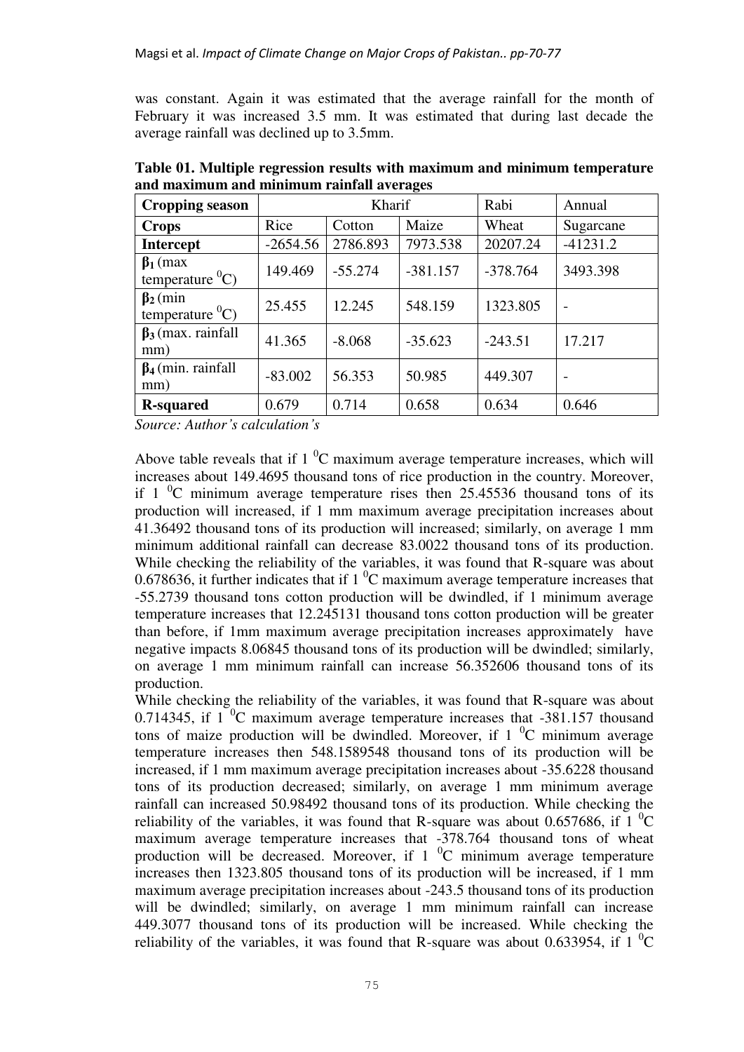was constant. Again it was estimated that the average rainfall for the month of February it was increased 3.5 mm. It was estimated that during last decade the average rainfall was declined up to 3.5mm.

**Table 01. Multiple regression results with maximum and minimum temperature and maximum and minimum rainfall averages**

| Cropping season | Kharif | | | Rabi | Annual |
|---|---|---|---|---|---|
| **Crops** | Rice | Cotton | Maize | Wheat | Sugarcane |
| **Intercept** | -2654.56 | 2786.893 | 7973.538 | 20207.24 | -41231.2 |
| $\beta_1$ (max temperature $^0$C) | 149.469 | -55.274 | -381.157 | -378.764 | 3493.398 |
| $\beta_2$ (min temperature $^0$C) | 25.455 | 12.245 | 548.159 | 1323.805 | - |
| $\beta_3$ (max. rainfall mm) | 41.365 | -8.068 | -35.623 | -243.51 | 17.217 |
| $\beta_4$ (min. rainfall mm) | -83.002 | 56.353 | 50.985 | 449.307 | - |
| **R-squared** | 0.679 | 0.714 | 0.658 | 0.634 | 0.646 |

*Source: Author's calculation's*

Above table reveals that if 1 $^0$C maximum average temperature increases, which will increases about 149.4695 thousand tons of rice production in the country. Moreover, if 1 $^0$C minimum average temperature rises then 25.45536 thousand tons of its production will increased, if 1 mm maximum average precipitation increases about 41.36492 thousand tons of its production will increased; similarly, on average 1 mm minimum additional rainfall can decrease 83.0022 thousand tons of its production. While checking the reliability of the variables, it was found that R-square was about 0.678636, it further indicates that if 1 $^0$C maximum average temperature increases that -55.2739 thousand tons cotton production will be dwindled, if 1 minimum average temperature increases that 12.245131 thousand tons cotton production will be greater than before, if 1mm maximum average precipitation increases approximately have negative impacts 8.06845 thousand tons of its production will be dwindled; similarly, on average 1 mm minimum rainfall can increase 56.352606 thousand tons of its production.

While checking the reliability of the variables, it was found that R-square was about 0.714345, if 1 $^0$C maximum average temperature increases that -381.157 thousand tons of maize production will be dwindled. Moreover, if 1 $^0$C minimum average temperature increases then 548.1589548 thousand tons of its production will be increased, if 1 mm maximum average precipitation increases about -35.6228 thousand tons of its production decreased; similarly, on average 1 mm minimum average rainfall can increased 50.98492 thousand tons of its production. While checking the reliability of the variables, it was found that R-square was about 0.657686, if 1 $^0$C maximum average temperature increases that -378.764 thousand tons of wheat production will be decreased. Moreover, if 1 $^0$C minimum average temperature increases then 1323.805 thousand tons of its production will be increased, if 1 mm maximum average precipitation increases about -243.5 thousand tons of its production will be dwindled; similarly, on average 1 mm minimum rainfall can increase 449.3077 thousand tons of its production will be increased. While checking the reliability of the variables, it was found that R-square was about 0.633954, if 1 $^0$C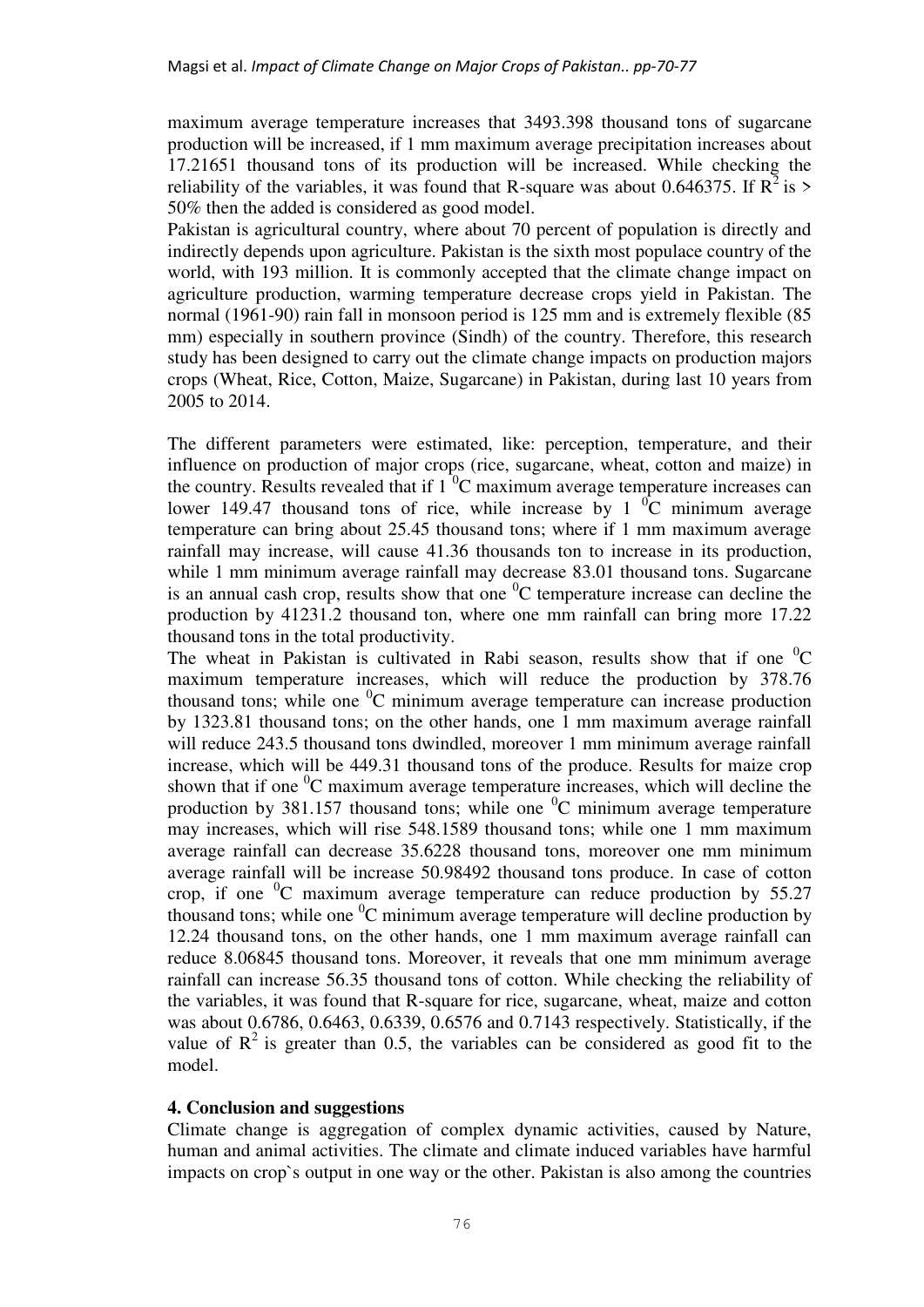maximum average temperature increases that 3493.398 thousand tons of sugarcane production will be increased, if 1 mm maximum average precipitation increases about 17.21651 thousand tons of its production will be increased. While checking the reliability of the variables, it was found that R-square was about 0.646375. If $R^2$ is > 50% then the added is considered as good model.

Pakistan is agricultural country, where about 70 percent of population is directly and indirectly depends upon agriculture. Pakistan is the sixth most populace country of the world, with 193 million. It is commonly accepted that the climate change impact on agriculture production, warming temperature decrease crops yield in Pakistan. The normal (1961-90) rain fall in monsoon period is 125 mm and is extremely flexible (85 mm) especially in southern province (Sindh) of the country. Therefore, this research study has been designed to carry out the climate change impacts on production majors crops (Wheat, Rice, Cotton, Maize, Sugarcane) in Pakistan, during last 10 years from 2005 to 2014.

The different parameters were estimated, like: perception, temperature, and their influence on production of major crops (rice, sugarcane, wheat, cotton and maize) in the country. Results revealed that if 1 $^0$C maximum average temperature increases can lower 149.47 thousand tons of rice, while increase by 1 $^0$C minimum average temperature can bring about 25.45 thousand tons; where if 1 mm maximum average rainfall may increase, will cause 41.36 thousands ton to increase in its production, while 1 mm minimum average rainfall may decrease 83.01 thousand tons. Sugarcane is an annual cash crop, results show that one $^0$C temperature increase can decline the production by 41231.2 thousand ton, where one mm rainfall can bring more 17.22 thousand tons in the total productivity.

The wheat in Pakistan is cultivated in Rabi season, results show that if one $^0$C maximum temperature increases, which will reduce the production by 378.76 thousand tons; while one $^0$C minimum average temperature can increase production by 1323.81 thousand tons; on the other hands, one 1 mm maximum average rainfall will reduce 243.5 thousand tons dwindled, moreover 1 mm minimum average rainfall increase, which will be 449.31 thousand tons of the produce. Results for maize crop shown that if one $^0$C maximum average temperature increases, which will decline the production by 381.157 thousand tons; while one $^0$C minimum average temperature may increases, which will rise 548.1589 thousand tons; while one 1 mm maximum average rainfall can decrease 35.6228 thousand tons, moreover one mm minimum average rainfall will be increase 50.98492 thousand tons produce. In case of cotton crop, if one $^0$C maximum average temperature can reduce production by 55.27 thousand tons; while one $^0$C minimum average temperature will decline production by 12.24 thousand tons, on the other hands, one 1 mm maximum average rainfall can reduce 8.06845 thousand tons. Moreover, it reveals that one mm minimum average rainfall can increase 56.35 thousand tons of cotton. While checking the reliability of the variables, it was found that R-square for rice, sugarcane, wheat, maize and cotton was about 0.6786, 0.6463, 0.6339, 0.6576 and 0.7143 respectively. Statistically, if the value of $R^2$ is greater than 0.5, the variables can be considered as good fit to the model.

## 4. Conclusion and suggestions

Climate change is aggregation of complex dynamic activities, caused by Nature, human and animal activities. The climate and climate induced variables have harmful impacts on crop`s output in one way or the other. Pakistan is also among the countries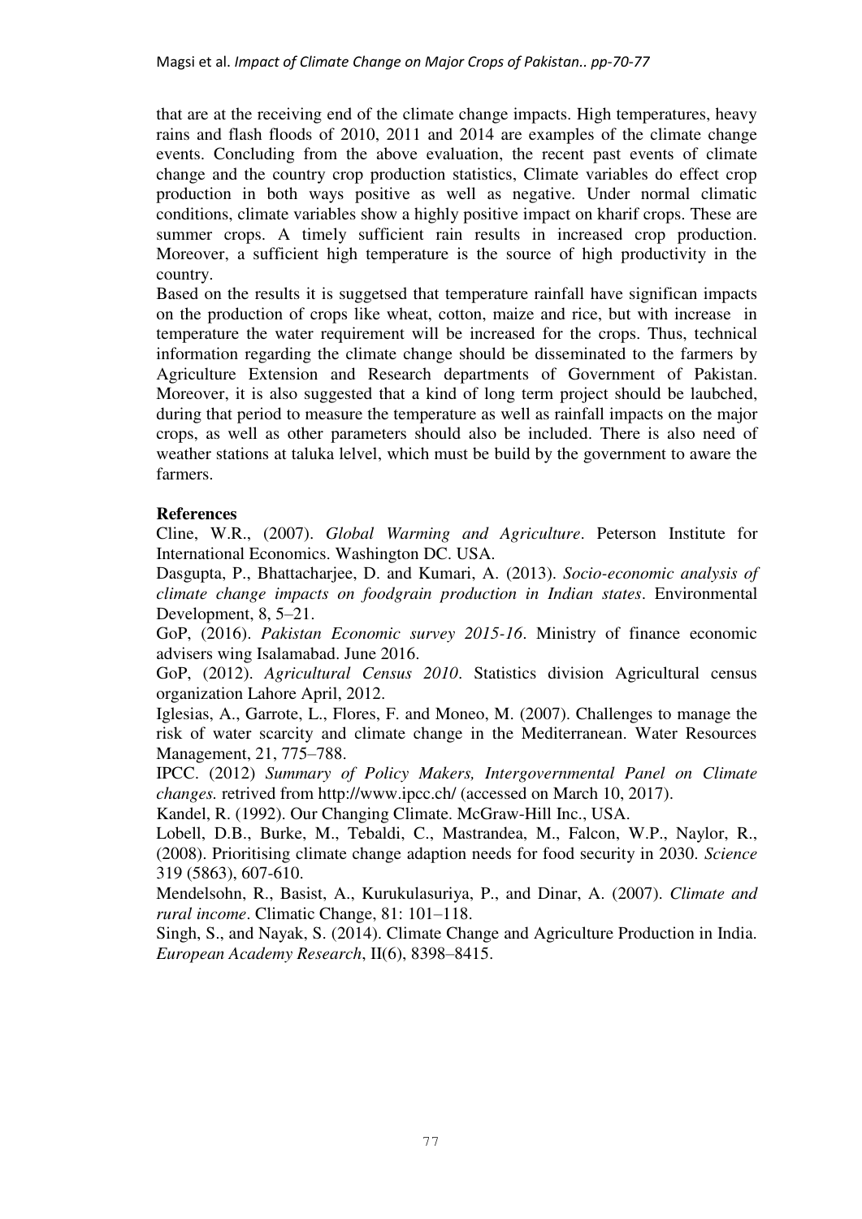that are at the receiving end of the climate change impacts. High temperatures, heavy rains and flash floods of 2010, 2011 and 2014 are examples of the climate change events. Concluding from the above evaluation, the recent past events of climate change and the country crop production statistics, Climate variables do effect crop production in both ways positive as well as negative. Under normal climatic conditions, climate variables show a highly positive impact on kharif crops. These are summer crops. A timely sufficient rain results in increased crop production. Moreover, a sufficient high temperature is the source of high productivity in the country.

Based on the results it is suggetsed that temperature rainfall have significan impacts on the production of crops like wheat, cotton, maize and rice, but with increase in temperature the water requirement will be increased for the crops. Thus, technical information regarding the climate change should be disseminated to the farmers by Agriculture Extension and Research departments of Government of Pakistan. Moreover, it is also suggested that a kind of long term project should be laubched, during that period to measure the temperature as well as rainfall impacts on the major crops, as well as other parameters should also be included. There is also need of weather stations at taluka lelvel, which must be build by the government to aware the farmers.

**References**

Cline, W.R., (2007). *Global Warming and Agriculture*. Peterson Institute for International Economics. Washington DC. USA.

Dasgupta, P., Bhattacharjee, D. and Kumari, A. (2013). *Socio-economic analysis of climate change impacts on foodgrain production in Indian states*. Environmental Development, 8, 5–21.

GoP, (2016). *Pakistan Economic survey 2015-16*. Ministry of finance economic advisers wing Isalamabad. June 2016.

GoP, (2012). *Agricultural Census 2010*. Statistics division Agricultural census organization Lahore April, 2012.

Iglesias, A., Garrote, L., Flores, F. and Moneo, M. (2007). Challenges to manage the risk of water scarcity and climate change in the Mediterranean. Water Resources Management, 21, 775–788.

IPCC. (2012) *Summary of Policy Makers, Intergovernmental Panel on Climate changes.* retrived from http://www.ipcc.ch/ (accessed on March 10, 2017).

Kandel, R. (1992). Our Changing Climate. McGraw-Hill Inc., USA.

Lobell, D.B., Burke, M., Tebaldi, C., Mastrandea, M., Falcon, W.P., Naylor, R., (2008). Prioritising climate change adaption needs for food security in 2030. *Science* 319 (5863), 607-610.

Mendelsohn, R., Basist, A., Kurukulasuriya, P., and Dinar, A. (2007). *Climate and rural income*. Climatic Change, 81: 101–118.

Singh, S., and Nayak, S. (2014). Climate Change and Agriculture Production in India. *European Academy Research*, II(6), 8398–8415.